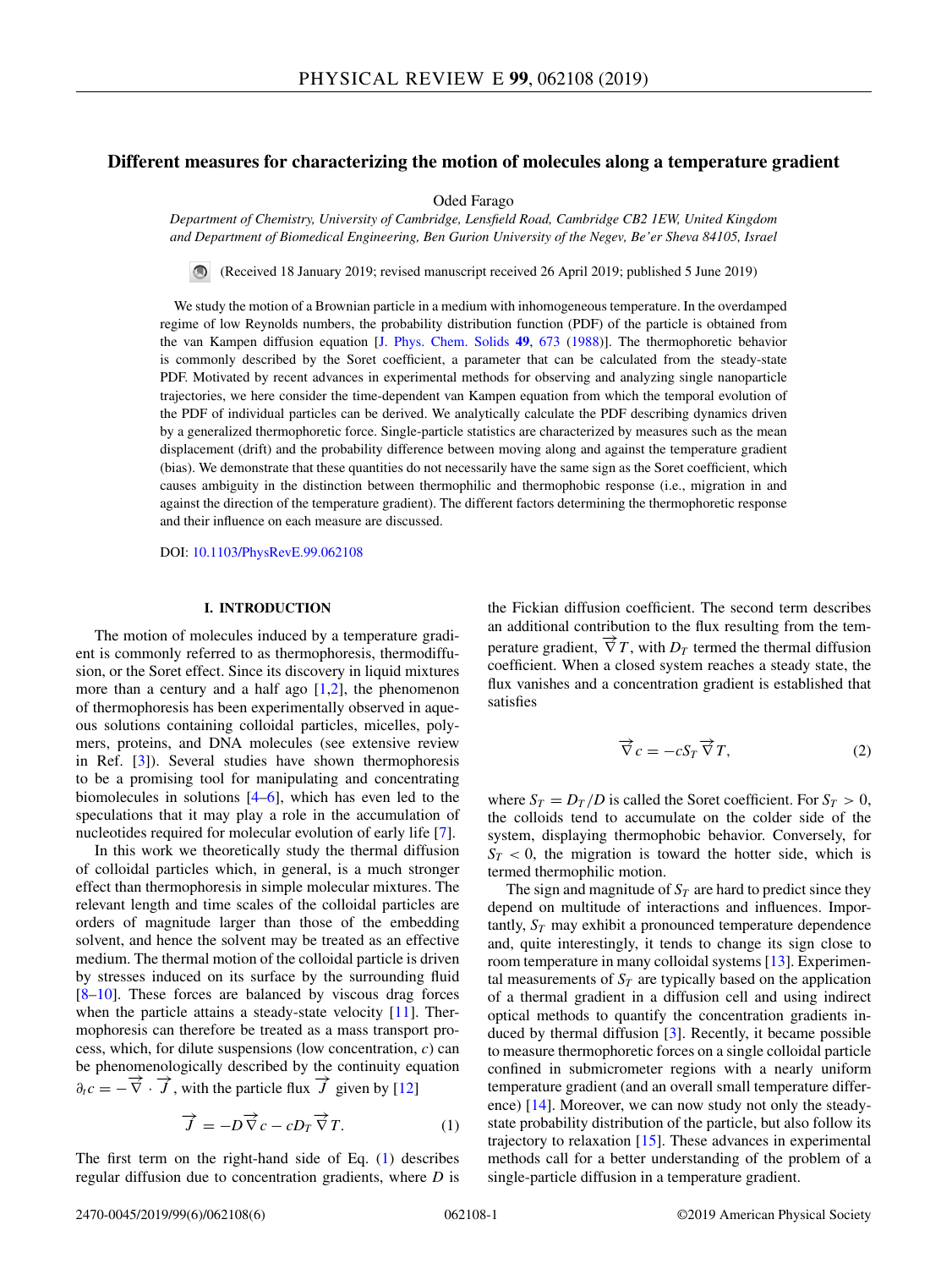# Different measures for characterizing the motion of molecules along a temperature gradient

Oded Farago

*Department of Chemistry, University of Cambridge, Lensfield Road, Cambridge CB2 1EW, United Kingdom and Department of Biomedical Engineering, Ben Gurion University of the Negev, Be'er Sheva 84105, Israel*

(Received 18 January 2019; revised manuscript received 26 April 2019; published 5 June 2019)

We study the motion of a Brownian particle in a medium with inhomogeneous temperature. In the overdamped regime of low Reynolds numbers, the probability distribution function (PDF) of the particle is obtained from the van Kampen diffusion equation [J. Phys. Chem. Solids **49**, 673 (1988)]. The thermophoretic behavior is commonly described by the Soret coefficient, a parameter that can be calculated from the steady-state PDF. Motivated by recent advances in experimental methods for observing and analyzing single nanoparticle trajectories, we here consider the time-dependent van Kampen equation from which the temporal evolution of the PDF of individual particles can be derived. We analytically calculate the PDF describing dynamics driven by a generalized thermophoretic force. Single-particle statistics are characterized by measures such as the mean displacement (drift) and the probability difference between moving along and against the temperature gradient (bias). We demonstrate that these quantities do not necessarily have the same sign as the Soret coefficient, which causes ambiguity in the distinction between thermophilic and thermophobic response (i.e., migration in and against the direction of the temperature gradient). The different factors determining the thermophoretic response and their influence on each measure are discussed.

DOI: 10.1103/PhysRevE.99.062108

## I. INTRODUCTION

The motion of molecules induced by a temperature gradient is commonly referred to as thermophoresis, thermodiffusion, or the Soret effect. Since its discovery in liquid mixtures more than a century and a half ago [1,2], the phenomenon of thermophoresis has been experimentally observed in aqueous solutions containing colloidal particles, micelles, polymers, proteins, and DNA molecules (see extensive review in Ref. [3]). Several studies have shown thermophoresis to be a promising tool for manipulating and concentrating biomolecules in solutions [4–6], which has even led to the speculations that it may play a role in the accumulation of nucleotides required for molecular evolution of early life [7].

In this work we theoretically study the thermal diffusion of colloidal particles which, in general, is a much stronger effect than thermophoresis in simple molecular mixtures. The relevant length and time scales of the colloidal particles are orders of magnitude larger than those of the embedding solvent, and hence the solvent may be treated as an effective medium. The thermal motion of the colloidal particle is driven by stresses induced on its surface by the surrounding fluid [8–10]. These forces are balanced by viscous drag forces when the particle attains a steady-state velocity [11]. Thermophoresis can therefore be treated as a mass transport process, which, for dilute suspensions (low concentration, $c$) can be phenomenologically described by the continuity equation $\partial_t c = -\vec{\nabla}\cdot\vec{J}$, with the particle flux $\vec{J}$ given by [12]

$$\vec{J} = -D\vec{\nabla}c - cD_T\vec{\nabla}T. \tag{1}$$

The first term on the right-hand side of Eq. (1) describes regular diffusion due to concentration gradients, where $D$ is the Fickian diffusion coefficient. The second term describes an additional contribution to the flux resulting from the temperature gradient, $\vec{\nabla}T$, with $D_T$ termed the thermal diffusion coefficient. When a closed system reaches a steady state, the flux vanishes and a concentration gradient is established that satisfies

$$\vec{\nabla}c = -cS_T\vec{\nabla}T, \tag{2}$$

where $S_T = D_T/D$ is called the Soret coefficient. For $S_T > 0$, the colloids tend to accumulate on the colder side of the system, displaying thermophobic behavior. Conversely, for $S_T < 0$, the migration is toward the hotter side, which is termed thermophilic motion.

The sign and magnitude of $S_T$ are hard to predict since they depend on multitude of interactions and influences. Importantly, $S_T$ may exhibit a pronounced temperature dependence and, quite interestingly, it tends to change its sign close to room temperature in many colloidal systems [13]. Experimental measurements of $S_T$ are typically based on the application of a thermal gradient in a diffusion cell and using indirect optical methods to quantify the concentration gradients induced by thermal diffusion [3]. Recently, it became possible to measure thermophoretic forces on a single colloidal particle confined in submicrometer regions with a nearly uniform temperature gradient (and an overall small temperature difference) [14]. Moreover, we can now study not only the steady-state probability distribution of the particle, but also follow its trajectory to relaxation [15]. These advances in experimental methods call for a better understanding of the problem of a single-particle diffusion in a temperature gradient.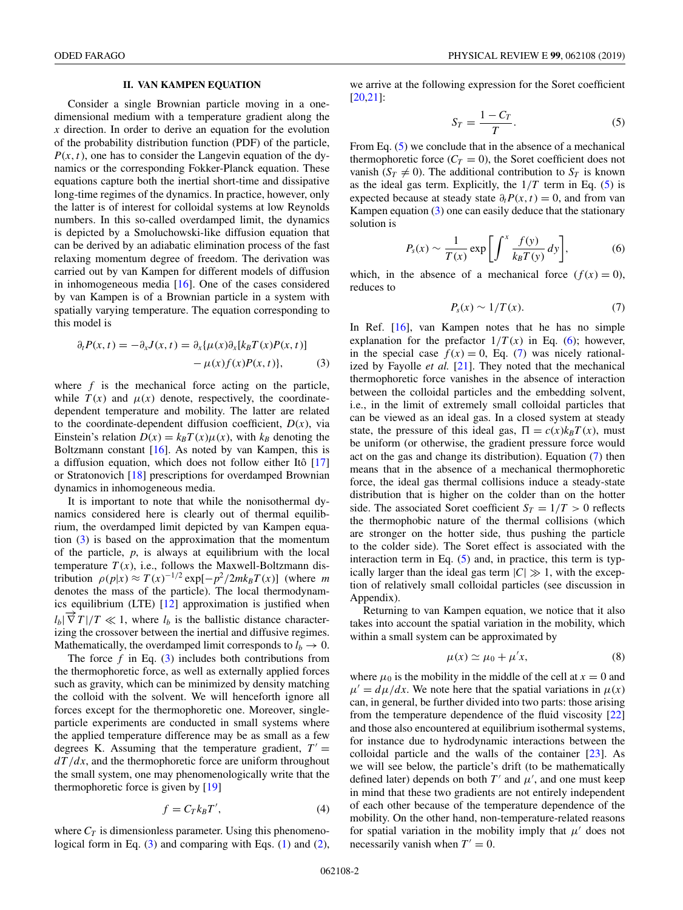## II. VAN KAMPEN EQUATION

Consider a single Brownian particle moving in a one-dimensional medium with a temperature gradient along the $x$ direction. In order to derive an equation for the evolution of the probability distribution function (PDF) of the particle, $P(x,t)$, one has to consider the Langevin equation of the dynamics or the corresponding Fokker-Planck equation. These equations capture both the inertial short-time and dissipative long-time regimes of the dynamics. In practice, however, only the latter is of interest for colloidal systems at low Reynolds numbers. In this so-called overdamped limit, the dynamics is depicted by a Smoluchowski-like diffusion equation that can be derived by an adiabatic elimination process of the fast relaxing momentum degree of freedom. The derivation was carried out by van Kampen for different models of diffusion in inhomogeneous media [16]. One of the cases considered by van Kampen is of a Brownian particle in a system with spatially varying temperature. The equation corresponding to this model is

$$\partial_t P(x,t) = -\partial_x J(x,t) = \partial_x\{\mu(x)\partial_x[k_B T(x) P(x,t)] - \mu(x) f(x) P(x,t)\}, \tag{3}$$

where $f$ is the mechanical force acting on the particle, while $T(x)$ and $\mu(x)$ denote, respectively, the coordinate-dependent temperature and mobility. The latter are related to the coordinate-dependent diffusion coefficient, $D(x)$, via Einstein's relation $D(x) = k_B T(x)\mu(x)$, with $k_B$ denoting the Boltzmann constant [16]. As noted by van Kampen, this is a diffusion equation, which does not follow either Itô [17] or Stratonovich [18] prescriptions for overdamped Brownian dynamics in inhomogeneous media.

It is important to note that while the nonisothermal dynamics considered here is clearly out of thermal equilibrium, the overdamped limit depicted by van Kampen equation (3) is based on the approximation that the momentum of the particle, $p$, is always at equilibrium with the local temperature $T(x)$, i.e., follows the Maxwell-Boltzmann distribution $\rho(p|x) \approx T(x)^{-1/2}\exp[-p^2/2mk_B T(x)]$ (where $m$ denotes the mass of the particle). The local thermodynamics equilibrium (LTE) [12] approximation is justified when $l_b|\vec{\nabla} T|/T \ll 1$, where $l_b$ is the ballistic distance characterizing the crossover between the inertial and diffusive regimes. Mathematically, the overdamped limit corresponds to $l_b \to 0$.

The force $f$ in Eq. (3) includes both contributions from the thermophoretic force, as well as externally applied forces such as gravity, which can be minimized by density matching the colloid with the solvent. We will henceforth ignore all forces except for the thermophoretic one. Moreover, single-particle experiments are conducted in small systems where the applied temperature difference may be as small as a few degrees K. Assuming that the temperature gradient, $T' = dT/dx$, and the thermophoretic force are uniform throughout the small system, one may phenomenologically write that the thermophoretic force is given by [19]

$$f = C_T k_B T', \tag{4}$$

where $C_T$ is dimensionless parameter. Using this phenomenological form in Eq. (3) and comparing with Eqs. (1) and (2), we arrive at the following expression for the Soret coefficient [20,21]:

$$S_T = \frac{1 - C_T}{T}. \tag{5}$$

From Eq. (5) we conclude that in the absence of a mechanical thermophoretic force ($C_T = 0$), the Soret coefficient does not vanish ($S_T \neq 0$). The additional contribution to $S_T$ is known as the ideal gas term. Explicitly, the $1/T$ term in Eq. (5) is expected because at steady state $\partial_t P(x,t) = 0$, and from van Kampen equation (3) one can easily deduce that the stationary solution is

$$P_s(x) \sim \frac{1}{T(x)}\exp\left[\int^x \frac{f(y)}{k_B T(y)}\,dy\right], \tag{6}$$

which, in the absence of a mechanical force ($f(x) = 0$), reduces to

$$P_s(x) \sim 1/T(x). \tag{7}$$

In Ref. [16], van Kampen notes that he has no simple explanation for the prefactor $1/T(x)$ in Eq. (6); however, in the special case $f(x) = 0$, Eq. (7) was nicely rationalized by Fayolle *et al.* [21]. They noted that the mechanical thermophoretic force vanishes in the absence of interaction between the colloidal particles and the embedding solvent, i.e., in the limit of extremely small colloidal particles that can be viewed as an ideal gas. In a closed system at steady state, the pressure of this ideal gas, $\Pi = c(x)k_B T(x)$, must be uniform (or otherwise, the gradient pressure force would act on the gas and change its distribution). Equation (7) then means that in the absence of a mechanical thermophoretic force, the ideal gas thermal collisions induce a steady-state distribution that is higher on the colder than on the hotter side. The associated Soret coefficient $S_T = 1/T > 0$ reflects the thermophobic nature of the thermal collisions (which are stronger on the hotter side, thus pushing the particle to the colder side). The Soret effect is associated with the interaction term in Eq. (5) and, in practice, this term is typically larger than the ideal gas term $|C| \gg 1$, with the exception of relatively small colloidal particles (see discussion in Appendix).

Returning to van Kampen equation, we notice that it also takes into account the spatial variation in the mobility, which within a small system can be approximated by

$$\mu(x) \simeq \mu_0 + \mu' x, \tag{8}$$

where $\mu_0$ is the mobility in the middle of the cell at $x = 0$ and $\mu' = d\mu/dx$. We note here that the spatial variations in $\mu(x)$ can, in general, be further divided into two parts: those arising from the temperature dependence of the fluid viscosity [22] and those also encountered at equilibrium isothermal systems, for instance due to hydrodynamic interactions between the colloidal particle and the walls of the container [23]. As we will see below, the particle's drift (to be mathematically defined later) depends on both $T'$ and $\mu'$, and one must keep in mind that these two gradients are not entirely independent of each other because of the temperature dependence of the mobility. On the other hand, non-temperature-related reasons for spatial variation in the mobility imply that $\mu'$ does not necessarily vanish when $T' = 0$.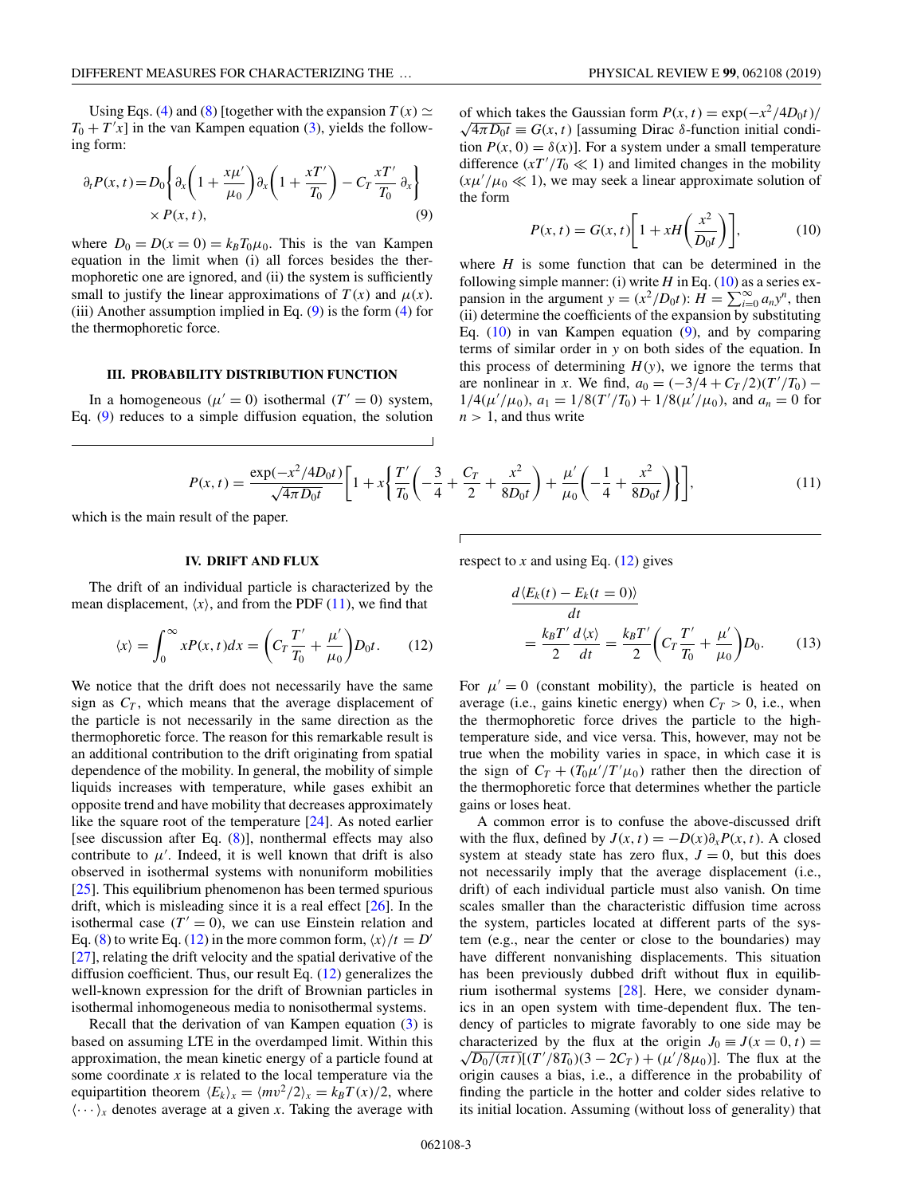Using Eqs. (4) and (8) [together with the expansion $T(x) \simeq T_0 + T'x$] in the van Kampen equation (3), yields the following form:

$$\partial_t P(x,t) = D_0 \left\{ \partial_x \left(1 + \frac{x\mu'}{\mu_0}\right) \partial_x \left(1 + \frac{xT'}{T_0}\right) - C_T \frac{xT'}{T_0} \partial_x \right\} \times P(x,t), \tag{9}$$

where $D_0 = D(x=0) = k_B T_0 \mu_0$. This is the van Kampen equation in the limit when (i) all forces besides the thermophoretic one are ignored, and (ii) the system is sufficiently small to justify the linear approximations of $T(x)$ and $\mu(x)$. (iii) Another assumption implied in Eq. (9) is the form (4) for the thermophoretic force.

## III. PROBABILITY DISTRIBUTION FUNCTION

In a homogeneous ($\mu' = 0$) isothermal ($T' = 0$) system, Eq. (9) reduces to a simple diffusion equation, the solution of which takes the Gaussian form $P(x,t) = \exp(-x^2/4D_0 t)/\sqrt{4\pi D_0 t} \equiv G(x,t)$ [assuming Dirac $\delta$-function initial condition $P(x,0) = \delta(x)$]. For a system under a small temperature difference ($xT'/T_0 \ll 1$) and limited changes in the mobility ($x\mu'/\mu_0 \ll 1$), we may seek a linear approximate solution of the form

$$P(x,t) = G(x,t)\left[1 + xH\left(\frac{x^2}{D_0 t}\right)\right], \tag{10}$$

where $H$ is some function that can be determined in the following simple manner: (i) write $H$ in Eq. (10) as a series expansion in the argument $y = (x^2/D_0 t)$: $H = \sum_{i=0}^{\infty} a_n y^n$, then (ii) determine the coefficients of the expansion by substituting Eq. (10) in van Kampen equation (9), and by comparing terms of similar order in $y$ on both sides of the equation. In this process of determining $H(y)$, we ignore the terms that are nonlinear in $x$. We find, $a_0 = (-3/4 + C_T/2)(T'/T_0) - 1/4(\mu'/\mu_0)$, $a_1 = 1/8(T'/T_0) + 1/8(\mu'/\mu_0)$, and $a_n = 0$ for $n > 1$, and thus write

$$P(x,t) = \frac{\exp(-x^2/4D_0 t)}{\sqrt{4\pi D_0 t}}\left[1 + x\left\{\frac{T'}{T_0}\left(-\frac{3}{4} + \frac{C_T}{2} + \frac{x^2}{8D_0 t}\right) + \frac{\mu'}{\mu_0}\left(-\frac{1}{4} + \frac{x^2}{8D_0 t}\right)\right\}\right], \tag{11}$$

which is the main result of the paper.

## IV. DRIFT AND FLUX

The drift of an individual particle is characterized by the mean displacement, $\langle x \rangle$, and from the PDF (11), we find that

$$\langle x \rangle = \int_0^\infty x P(x,t) dx = \left(C_T \frac{T'}{T_0} + \frac{\mu'}{\mu_0}\right) D_0 t. \tag{12}$$

We notice that the drift does not necessarily have the same sign as $C_T$, which means that the average displacement of the particle is not necessarily in the same direction as the thermophoretic force. The reason for this remarkable result is an additional contribution to the drift originating from spatial dependence of the mobility. In general, the mobility of simple liquids increases with temperature, while gases exhibit an opposite trend and have mobility that decreases approximately like the square root of the temperature [24]. As noted earlier [see discussion after Eq. (8)], nonthermal effects may also contribute to $\mu'$. Indeed, it is well known that drift is also observed in isothermal systems with nonuniform mobilities [25]. This equilibrium phenomenon has been termed spurious drift, which is misleading since it is a real effect [26]. In the isothermal case ($T' = 0$), we can use Einstein relation and Eq. (8) to write Eq. (12) in the more common form, $\langle x \rangle / t = D'$ [27], relating the drift velocity and the spatial derivative of the diffusion coefficient. Thus, our result Eq. (12) generalizes the well-known expression for the drift of Brownian particles in isothermal inhomogeneous media to nonisothermal systems.

Recall that the derivation of van Kampen equation (3) is based on assuming LTE in the overdamped limit. Within this approximation, the mean kinetic energy of a particle found at some coordinate $x$ is related to the local temperature via the equipartition theorem $\langle E_k \rangle_x = \langle mv^2/2 \rangle_x = k_B T(x)/2$, where $\langle \cdots \rangle_x$ denotes average at a given $x$. Taking the average with respect to $x$ and using Eq. (12) gives

$$\frac{d\langle E_k(t) - E_k(t=0)\rangle}{dt} = \frac{k_B T'}{2}\frac{d\langle x \rangle}{dt} = \frac{k_B T'}{2}\left(C_T \frac{T'}{T_0} + \frac{\mu'}{\mu_0}\right) D_0. \tag{13}$$

For $\mu' = 0$ (constant mobility), the particle is heated on average (i.e., gains kinetic energy) when $C_T > 0$, i.e., when the thermophoretic force drives the particle to the high-temperature side, and vice versa. This, however, may not be true when the mobility varies in space, in which case it is the sign of $C_T + (T_0\mu'/T'\mu_0)$ rather then the direction of the thermophoretic force that determines whether the particle gains or loses heat.

A common error is to confuse the above-discussed drift with the flux, defined by $J(x,t) = -D(x)\partial_x P(x,t)$. A closed system at steady state has zero flux, $J = 0$, but this does not necessarily imply that the average displacement (i.e., drift) of each individual particle must also vanish. On time scales smaller than the characteristic diffusion time across the system, particles located at different parts of the system (e.g., near the center or close to the boundaries) may have different nonvanishing displacements. This situation has been previously dubbed drift without flux in equilibrium isothermal systems [28]. Here, we consider dynamics in an open system with time-dependent flux. The tendency of particles to migrate favorably to one side may be characterized by the flux at the origin $J_0 \equiv J(x=0,t) = \sqrt{D_0/(\pi t)}[(T'/8T_0)(3 - 2C_T) + (\mu'/8\mu_0)]$. The flux at the origin causes a bias, i.e., a difference in the probability of finding the particle in the hotter and colder sides relative to its initial location. Assuming (without loss of generality) that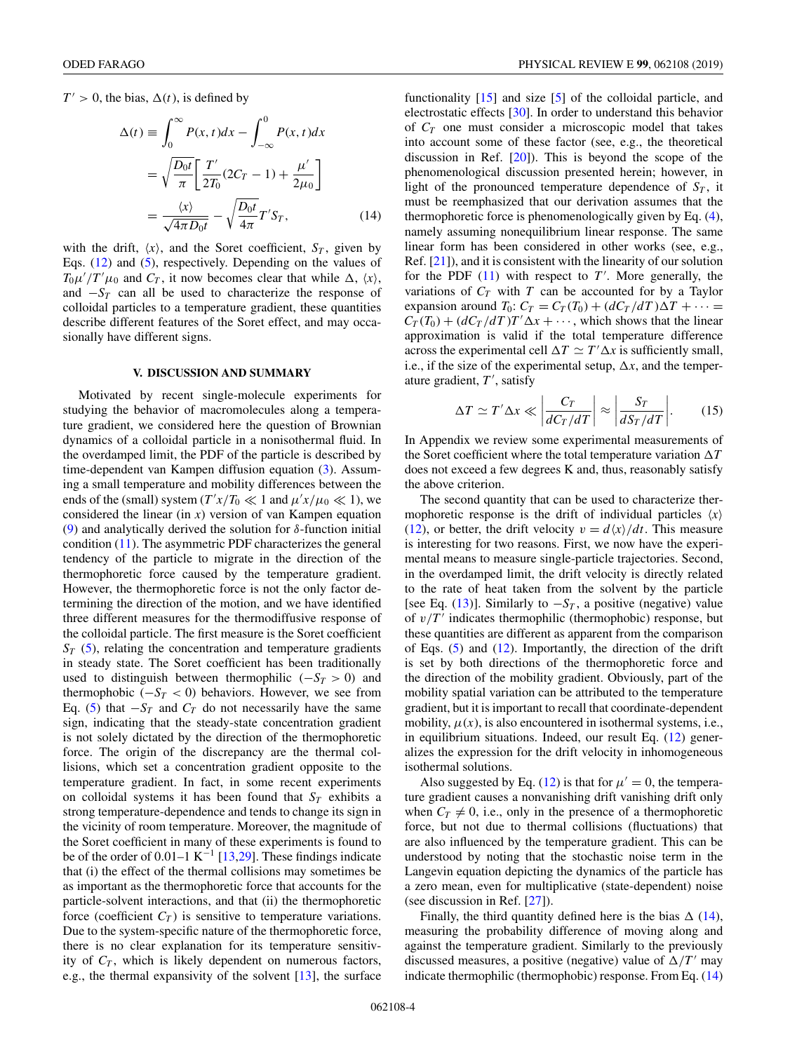$T' > 0$, the bias, $\Delta(t)$, is defined by

$$\begin{aligned}
\Delta(t) &\equiv \int_0^{\infty} P(x,t)dx - \int_{-\infty}^{0} P(x,t)dx \\
&= \sqrt{\frac{D_{0}t}{\pi}}\left[\frac{T'}{2T_0}(2C_T - 1) + \frac{\mu'}{2\mu_0}\right] \\
&= \frac{\langle x\rangle}{\sqrt{4\pi D_0 t}} - \sqrt{\frac{D_0 t}{4\pi}}T' S_T,
\end{aligned} \tag{14}$$

with the drift, $\langle x\rangle$, and the Soret coefficient, $S_T$, given by Eqs. (12) and (5), respectively. Depending on the values of $T_0\mu'/T'\mu_0$ and $C_T$, it now becomes clear that while $\Delta$, $\langle x\rangle$, and $-S_T$ can all be used to characterize the response of colloidal particles to a temperature gradient, these quantities describe different features of the Soret effect, and may occasionally have different signs.

## V. DISCUSSION AND SUMMARY

Motivated by recent single-molecule experiments for studying the behavior of macromolecules along a temperature gradient, we considered here the question of Brownian dynamics of a colloidal particle in a nonisothermal fluid. In the overdamped limit, the PDF of the particle is described by time-dependent van Kampen diffusion equation (3). Assuming a small temperature and mobility differences between the ends of the (small) system ($T'x/T_0 \ll 1$ and $\mu'x/\mu_0 \ll 1$), we considered the linear (in $x$) version of van Kampen equation (9) and analytically derived the solution for $\delta$-function initial condition (11). The asymmetric PDF characterizes the general tendency of the particle to migrate in the direction of the thermophoretic force caused by the temperature gradient. However, the thermophoretic force is not the only factor determining the direction of the motion, and we have identified three different measures for the thermodiffusive response of the colloidal particle. The first measure is the Soret coefficient $S_T$ (5), relating the concentration and temperature gradients in steady state. The Soret coefficient has been traditionally used to distinguish between thermophilic ($-S_T > 0$) and thermophobic ($-S_T < 0$) behaviors. However, we see from Eq. (5) that $-S_T$ and $C_T$ do not necessarily have the same sign, indicating that the steady-state concentration gradient is not solely dictated by the direction of the thermophoretic force. The origin of the discrepancy are the thermal collisions, which set a concentration gradient opposite to the temperature gradient. In fact, in some recent experiments on colloidal systems it has been found that $S_T$ exhibits a strong temperature-dependence and tends to change its sign in the vicinity of room temperature. Moreover, the magnitude of the Soret coefficient in many of these experiments is found to be of the order of 0.01–1 $\text{K}^{-1}$ [13,29]. These findings indicate that (i) the effect of the thermal collisions may sometimes be as important as the thermophoretic force that accounts for the particle-solvent interactions, and that (ii) the thermophoretic force (coefficient $C_T$) is sensitive to temperature variations. Due to the system-specific nature of the thermophoretic force, there is no clear explanation for its temperature sensitivity of $C_T$, which is likely dependent on numerous factors, e.g., the thermal expansivity of the solvent [13], the surface functionality [15] and size [5] of the colloidal particle, and electrostatic effects [30]. In order to understand this behavior of $C_T$ one must consider a microscopic model that takes into account some of these factor (see, e.g., the theoretical discussion in Ref. [20]). This is beyond the scope of the phenomenological discussion presented herein; however, in light of the pronounced temperature dependence of $S_T$, it must be reemphasized that our derivation assumes that the thermophoretic force is phenomenologically given by Eq. (4), namely assuming nonequilibrium linear response. The same linear form has been considered in other works (see, e.g., Ref. [21]), and it is consistent with the linearity of our solution for the PDF (11) with respect to $T'$. More generally, the variations of $C_T$ with $T$ can be accounted for by a Taylor expansion around $T_0$: $C_T = C_T(T_0) + (dC_T/dT)\Delta T + \cdots = C_T(T_0) + (dC_T/dT)T'\Delta x + \cdots$, which shows that the linear approximation is valid if the total temperature difference across the experimental cell $\Delta T \simeq T'\Delta x$ is sufficiently small, i.e., if the size of the experimental setup, $\Delta x$, and the temperature gradient, $T'$, satisfy

$$\Delta T \simeq T'\Delta x \ll \left|\frac{C_T}{dC_T/dT}\right| \approx \left|\frac{S_T}{dS_T/dT}\right|. \tag{15}$$

In Appendix we review some experimental measurements of the Soret coefficient where the total temperature variation $\Delta T$ does not exceed a few degrees K and, thus, reasonably satisfy the above criterion.

The second quantity that can be used to characterize thermophoretic response is the drift of individual particles $\langle x\rangle$ (12), or better, the drift velocity $v = d\langle x\rangle/dt$. This measure is interesting for two reasons. First, we now have the experimental means to measure single-particle trajectories. Second, in the overdamped limit, the drift velocity is directly related to the rate of heat taken from the solvent by the particle [see Eq. (13)]. Similarly to $-S_T$, a positive (negative) value of $v/T'$ indicates thermophilic (thermophobic) response, but these quantities are different as apparent from the comparison of Eqs. (5) and (12). Importantly, the direction of the drift is set by both directions of the thermophoretic force and the direction of the mobility gradient. Obviously, part of the mobility spatial variation can be attributed to the temperature gradient, but it is important to recall that coordinate-dependent mobility, $\mu(x)$, is also encountered in isothermal systems, i.e., in equilibrium situations. Indeed, our result Eq. (12) generalizes the expression for the drift velocity in inhomogeneous isothermal solutions.

Also suggested by Eq. (12) is that for $\mu' = 0$, the temperature gradient causes a nonvanishing drift vanishing drift only when $C_T \neq 0$, i.e., only in the presence of a thermophoretic force, but not due to thermal collisions (fluctuations) that are also influenced by the temperature gradient. This can be understood by noting that the stochastic noise term in the Langevin equation depicting the dynamics of the particle has a zero mean, even for multiplicative (state-dependent) noise (see discussion in Ref. [27]).

Finally, the third quantity defined here is the bias $\Delta$ (14), measuring the probability difference of moving along and against the temperature gradient. Similarly to the previously discussed measures, a positive (negative) value of $\Delta/T'$ may indicate thermophilic (thermophobic) response. From Eq. (14)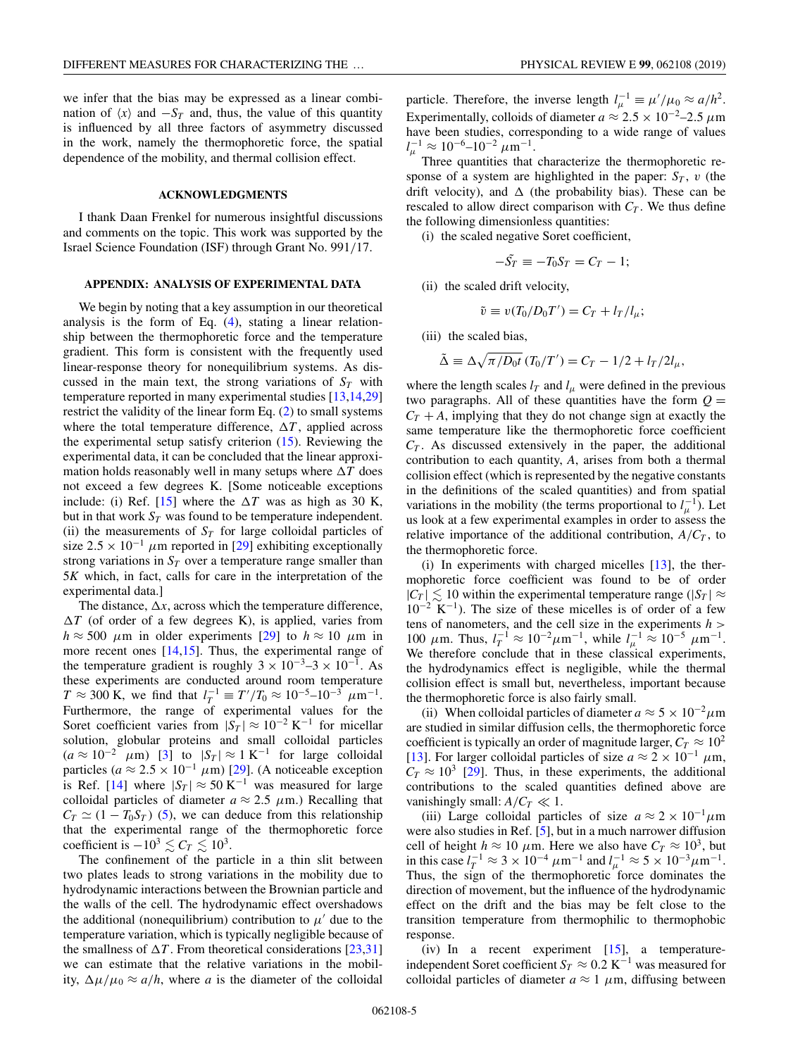we infer that the bias may be expressed as a linear combination of $\langle x \rangle$ and $-S_T$ and, thus, the value of this quantity is influenced by all three factors of asymmetry discussed in the work, namely the thermophoretic force, the spatial dependence of the mobility, and thermal collision effect.

## ACKNOWLEDGMENTS

I thank Daan Frenkel for numerous insightful discussions and comments on the topic. This work was supported by the Israel Science Foundation (ISF) through Grant No. 991/17.

## APPENDIX: ANALYSIS OF EXPERIMENTAL DATA

We begin by noting that a key assumption in our theoretical analysis is the form of Eq. (4), stating a linear relationship between the thermophoretic force and the temperature gradient. This form is consistent with the frequently used linear-response theory for nonequilibrium systems. As discussed in the main text, the strong variations of $S_T$ with temperature reported in many experimental studies [13,14,29] restrict the validity of the linear form Eq. (2) to small systems where the total temperature difference, $\Delta T$, applied across the experimental setup satisfy criterion (15). Reviewing the experimental data, it can be concluded that the linear approximation holds reasonably well in many setups where $\Delta T$ does not exceed a few degrees K. [Some noticeable exceptions include: (i) Ref. [15] where the $\Delta T$ was as high as 30 K, but in that work $S_T$ was found to be temperature independent. (ii) the measurements of $S_T$ for large colloidal particles of size $2.5 \times 10^{-1}$ $\mu$m reported in [29] exhibiting exceptionally strong variations in $S_T$ over a temperature range smaller than $5K$ which, in fact, calls for care in the interpretation of the experimental data.]

The distance, $\Delta x$, across which the temperature difference, $\Delta T$ (of order of a few degrees K), is applied, varies from $h \approx 500$ $\mu$m in older experiments [29] to $h \approx 10$ $\mu$m in more recent ones [14,15]. Thus, the experimental range of the temperature gradient is roughly $3 \times 10^{-3}$–$3 \times 10^{-1}$. As these experiments are conducted around room temperature $T \approx 300$ K, we find that $l_T^{-1} \equiv T'/T_0 \approx 10^{-5}$–$10^{-3}$ $\mu\text{m}^{-1}$. Furthermore, the range of experimental values for the Soret coefficient varies from $|S_T| \approx 10^{-2}\ \text{K}^{-1}$ for micellar solution, globular proteins and small colloidal particles ($a \approx 10^{-2}$ $\mu$m) [3] to $|S_T| \approx 1\ \text{K}^{-1}$ for large colloidal particles ($a \approx 2.5 \times 10^{-1}$ $\mu$m) [29]. (A noticeable exception is Ref. [14] where $|S_T| \approx 50\ \text{K}^{-1}$ was measured for large colloidal particles of diameter $a \approx 2.5$ $\mu$m.) Recalling that $C_T \simeq (1 - T_0 S_T)$ (5), we can deduce from this relationship that the experimental range of the thermophoretic force coefficient is $-10^3 \lesssim C_T \lesssim 10^3$.

The confinement of the particle in a thin slit between two plates leads to strong variations in the mobility due to hydrodynamic interactions between the Brownian particle and the walls of the cell. The hydrodynamic effect overshadows the additional (nonequilibrium) contribution to $\mu'$ due to the temperature variation, which is typically negligible because of the smallness of $\Delta T$. From theoretical considerations [23,31] we can estimate that the relative variations in the mobility, $\Delta\mu/\mu_0 \approx a/h$, where $a$ is the diameter of the colloidal particle. Therefore, the inverse length $l_\mu^{-1} \equiv \mu'/\mu_0 \approx a/h^2$. Experimentally, colloids of diameter $a \approx 2.5 \times 10^{-2}$–$2.5$ $\mu$m have been studies, corresponding to a wide range of values $l_\mu^{-1} \approx 10^{-6}$–$10^{-2}$ $\mu\text{m}^{-1}$.

Three quantities that characterize the thermophoretic response of a system are highlighted in the paper: $S_T$, $v$ (the drift velocity), and $\Delta$ (the probability bias). These can be rescaled to allow direct comparison with $C_T$. We thus define the following dimensionless quantities:

(i) the scaled negative Soret coefficient,

$$-\tilde{S_T} \equiv -T_0 S_T = C_T - 1;$$

(ii) the scaled drift velocity,

$$\tilde{v} \equiv v(T_0/D_0 T') = C_T + l_T/l_\mu;$$

(iii) the scaled bias,

$$\tilde{\Delta} \equiv \Delta\sqrt{\pi/D_0 t}\,(T_0/T') = C_T - 1/2 + l_T/2l_\mu,$$

where the length scales $l_T$ and $l_\mu$ were defined in the previous two paragraphs. All of these quantities have the form $Q = C_T + A$, implying that they do not change sign at exactly the same temperature like the thermophoretic force coefficient $C_T$. As discussed extensively in the paper, the additional contribution to each quantity, $A$, arises from both a thermal collision effect (which is represented by the negative constants in the definitions of the scaled quantities) and from spatial variations in the mobility (the terms proportional to $l_\mu^{-1}$). Let us look at a few experimental examples in order to assess the relative importance of the additional contribution, $A/C_T$, to the thermophoretic force.

(i) In experiments with charged micelles [13], the thermophoretic force coefficient was found to be of order $|C_T| \lesssim 10$ within the experimental temperature range ($|S_T| \approx 10^{-2}\ \text{K}^{-1}$). The size of these micelles is of order of a few tens of nanometers, and the cell size in the experiments $h > 100$ $\mu$m. Thus, $l_T^{-1} \approx 10^{-2} \mu\text{m}^{-1}$, while $l_\mu^{-1} \approx 10^{-5}$ $\mu\text{m}^{-1}$. We therefore conclude that in these classical experiments, the hydrodynamics effect is negligible, while the thermal collision effect is small but, nevertheless, important because the thermophoretic force is also fairly small.

(ii) When colloidal particles of diameter $a \approx 5 \times 10^{-2} \mu$m are studied in similar diffusion cells, the thermophoretic force coefficient is typically an order of magnitude larger, $C_T \approx 10^2$ [13]. For larger colloidal particles of size $a \approx 2 \times 10^{-1}$ $\mu$m, $C_T \approx 10^3$ [29]. Thus, in these experiments, the additional contributions to the scaled quantities defined above are vanishingly small: $A/C_T \ll 1$.

(iii) Large colloidal particles of size $a \approx 2 \times 10^{-1} \mu$m were also studies in Ref. [5], but in a much narrower diffusion cell of height $h \approx 10$ $\mu$m. Here we also have $C_T \approx 10^3$, but in this case $l_T^{-1} \approx 3 \times 10^{-4}$ $\mu\text{m}^{-1}$ and $l_\mu^{-1} \approx 5 \times 10^{-3} \mu\text{m}^{-1}$. Thus, the sign of the thermophoretic force dominates the direction of movement, but the influence of the hydrodynamic effect on the drift and the bias may be felt close to the transition temperature from thermophilic to thermophobic response.

(iv) In a recent experiment [15], a temperature-independent Soret coefficient $S_T \approx 0.2\ \text{K}^{-1}$ was measured for colloidal particles of diameter $a \approx 1$ $\mu$m, diffusing between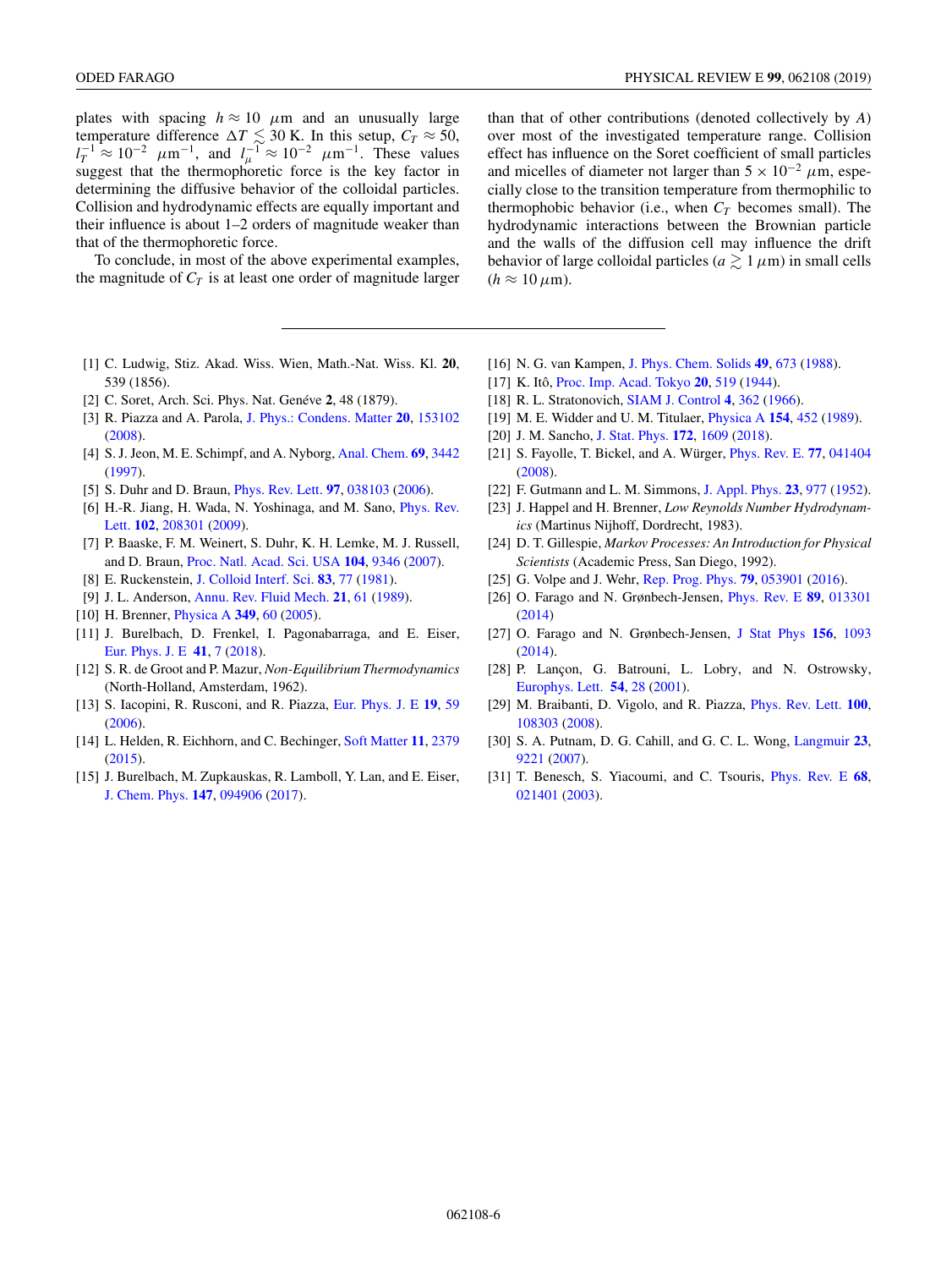plates with spacing $h \approx 10$ $\mu$m and an unusually large temperature difference $\Delta T \lesssim 30$ K. In this setup, $C_T \approx 50$, $l_T^{-1} \approx 10^{-2}$ $\mu$m$^{-1}$, and $l_\mu^{-1} \approx 10^{-2}$ $\mu$m$^{-1}$. These values suggest that the thermophoretic force is the key factor in determining the diffusive behavior of the colloidal particles. Collision and hydrodynamic effects are equally important and their influence is about 1–2 orders of magnitude weaker than that of the thermophoretic force.

To conclude, in most of the above experimental examples, the magnitude of $C_T$ is at least one order of magnitude larger than that of other contributions (denoted collectively by $A$) over most of the investigated temperature range. Collision effect has influence on the Soret coefficient of small particles and micelles of diameter not larger than $5 \times 10^{-2}$ $\mu$m, especially close to the transition temperature from thermophilic to thermophobic behavior (i.e., when $C_T$ becomes small). The hydrodynamic interactions between the Brownian particle and the walls of the diffusion cell may influence the drift behavior of large colloidal particles ($a \gtrsim 1$ $\mu$m) in small cells ($h \approx 10$ $\mu$m).

---

[1] C. Ludwig, Stiz. Akad. Wiss. Wien, Math.-Nat. Wiss. Kl. **20**, 539 (1856).

[2] C. Soret, Arch. Sci. Phys. Nat. Genéve **2**, 48 (1879).

[3] R. Piazza and A. Parola, J. Phys.: Condens. Matter **20**, 153102 (2008).

[4] S. J. Jeon, M. E. Schimpf, and A. Nyborg, Anal. Chem. **69**, 3442 (1997).

[5] S. Duhr and D. Braun, Phys. Rev. Lett. **97**, 038103 (2006).

[6] H.-R. Jiang, H. Wada, N. Yoshinaga, and M. Sano, Phys. Rev. Lett. **102**, 208301 (2009).

[7] P. Baaske, F. M. Weinert, S. Duhr, K. H. Lemke, M. J. Russell, and D. Braun, Proc. Natl. Acad. Sci. USA **104**, 9346 (2007).

[8] E. Ruckenstein, J. Colloid Interf. Sci. **83**, 77 (1981).

[9] J. L. Anderson, Annu. Rev. Fluid Mech. **21**, 61 (1989).

[10] H. Brenner, Physica A **349**, 60 (2005).

[11] J. Burelbach, D. Frenkel, I. Pagonabarraga, and E. Eiser, Eur. Phys. J. E **41**, 7 (2018).

[12] S. R. de Groot and P. Mazur, *Non-Equilibrium Thermodynamics* (North-Holland, Amsterdam, 1962).

[13] S. Iacopini, R. Rusconi, and R. Piazza, Eur. Phys. J. E **19**, 59 (2006).

[14] L. Helden, R. Eichhorn, and C. Bechinger, Soft Matter **11**, 2379 (2015).

[15] J. Burelbach, M. Zupkauskas, R. Lamboll, Y. Lan, and E. Eiser, J. Chem. Phys. **147**, 094906 (2017).

[16] N. G. van Kampen, J. Phys. Chem. Solids **49**, 673 (1988).

[17] K. Itô, Proc. Imp. Acad. Tokyo **20**, 519 (1944).

[18] R. L. Stratonovich, SIAM J. Control **4**, 362 (1966).

[19] M. E. Widder and U. M. Titulaer, Physica A **154**, 452 (1989).

[20] J. M. Sancho, J. Stat. Phys. **172**, 1609 (2018).

[21] S. Fayolle, T. Bickel, and A. Würger, Phys. Rev. E. **77**, 041404 (2008).

[22] F. Gutmann and L. M. Simmons, J. Appl. Phys. **23**, 977 (1952).

[23] J. Happel and H. Brenner, *Low Reynolds Number Hydrodynamics* (Martinus Nijhoff, Dordrecht, 1983).

[24] D. T. Gillespie, *Markov Processes: An Introduction for Physical Scientists* (Academic Press, San Diego, 1992).

[25] G. Volpe and J. Wehr, Rep. Prog. Phys. **79**, 053901 (2016).

[26] O. Farago and N. Grønbech-Jensen, Phys. Rev. E **89**, 013301 (2014)

[27] O. Farago and N. Grønbech-Jensen, J Stat Phys **156**, 1093 (2014).

[28] P. Lançon, G. Batrouni, L. Lobry, and N. Ostrowsky, Europhys. Lett. **54**, 28 (2001).

[29] M. Braibanti, D. Vigolo, and R. Piazza, Phys. Rev. Lett. **100**, 108303 (2008).

[30] S. A. Putnam, D. G. Cahill, and G. C. L. Wong, Langmuir **23**, 9221 (2007).

[31] T. Benesch, S. Yiacoumi, and C. Tsouris, Phys. Rev. E **68**, 021401 (2003).